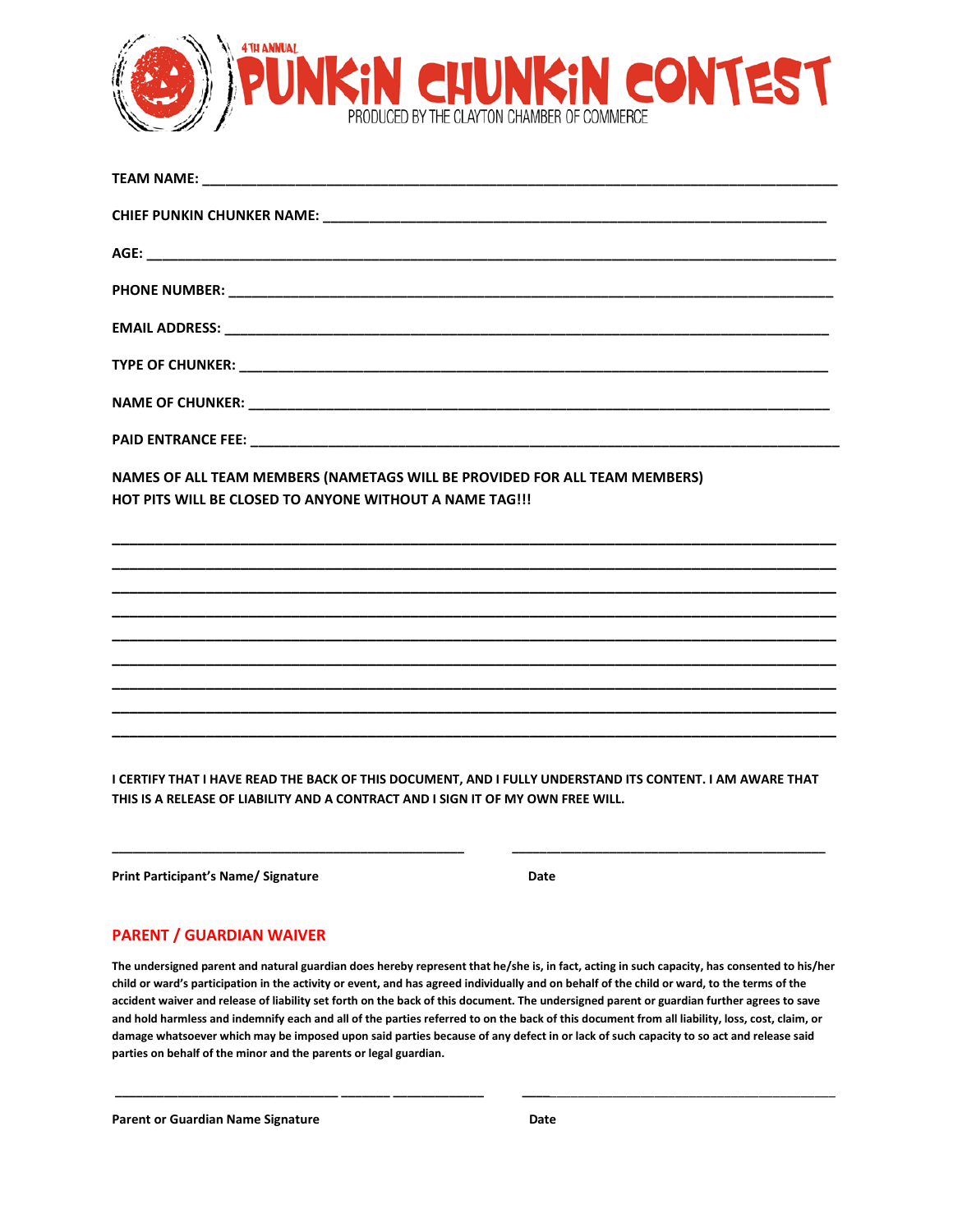# 4TH ANNUAL PUNKIN CHUNKIN CONTEST

PRODUCED BY THE CLAYTON CHAMBER OF COMMERCE

**TEAM NAME:** ______________________________________________

**CHIEF PUNKIN CHUNKER NAME:** ______________________________________________

**AGE:** ______________________________________________

**PHONE NUMBER:** ______________________________________________

**EMAIL ADDRESS:** ______________________________________________

**TYPE OF CHUNKER:** ______________________________________________

**NAME OF CHUNKER:** ______________________________________________

**PAID ENTRANCE FEE:** ______________________________________________

**NAMES OF ALL TEAM MEMBERS (NAMETAGS WILL BE PROVIDED FOR ALL TEAM MEMBERS)**
**HOT PITS WILL BE CLOSED TO ANYONE WITHOUT A NAME TAG!!!**

______________________________________________

______________________________________________

______________________________________________

______________________________________________

______________________________________________

______________________________________________

______________________________________________

______________________________________________

______________________________________________

**I CERTIFY THAT I HAVE READ THE BACK OF THIS DOCUMENT, AND I FULLY UNDERSTAND ITS CONTENT. I AM AWARE THAT THIS IS A RELEASE OF LIABILITY AND A CONTRACT AND I SIGN IT OF MY OWN FREE WILL.**

______________________________ ______________________________

**Print Participant's Name/ Signature** **Date**

## PARENT / GUARDIAN WAIVER

**The undersigned parent and natural guardian does hereby represent that he/she is, in fact, acting in such capacity, has consented to his/her child or ward's participation in the activity or event, and has agreed individually and on behalf of the child or ward, to the terms of the accident waiver and release of liability set forth on the back of this document. The undersigned parent or guardian further agrees to save and hold harmless and indemnify each and all of the parties referred to on the back of this document from all liability, loss, cost, claim, or damage whatsoever which may be imposed upon said parties because of any defect in or lack of such capacity to so act and release said parties on behalf of the minor and the parents or legal guardian.**

______________________________ ______________________________

**Parent or Guardian Name Signature** **Date**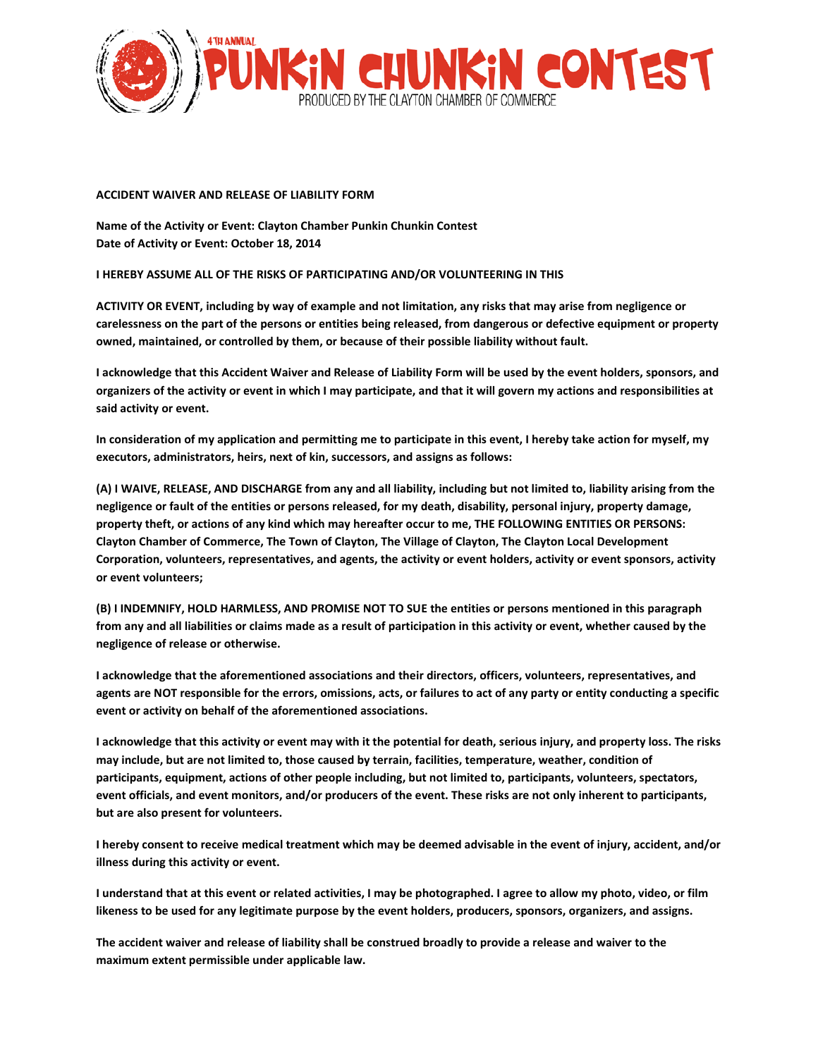4TH ANNUAL

# PUNKiN CHUNKiN CONTEST

PRODUCED BY THE CLAYTON CHAMBER OF COMMERCE

**ACCIDENT WAIVER AND RELEASE OF LIABILITY FORM**

**Name of the Activity or Event: Clayton Chamber Punkin Chunkin Contest**
**Date of Activity or Event: October 18, 2014**

**I HEREBY ASSUME ALL OF THE RISKS OF PARTICIPATING AND/OR VOLUNTEERING IN THIS**

**ACTIVITY OR EVENT, including by way of example and not limitation, any risks that may arise from negligence or carelessness on the part of the persons or entities being released, from dangerous or defective equipment or property owned, maintained, or controlled by them, or because of their possible liability without fault.**

**I acknowledge that this Accident Waiver and Release of Liability Form will be used by the event holders, sponsors, and organizers of the activity or event in which I may participate, and that it will govern my actions and responsibilities at said activity or event.**

**In consideration of my application and permitting me to participate in this event, I hereby take action for myself, my executors, administrators, heirs, next of kin, successors, and assigns as follows:**

**(A) I WAIVE, RELEASE, AND DISCHARGE from any and all liability, including but not limited to, liability arising from the negligence or fault of the entities or persons released, for my death, disability, personal injury, property damage, property theft, or actions of any kind which may hereafter occur to me, THE FOLLOWING ENTITIES OR PERSONS: Clayton Chamber of Commerce, The Town of Clayton, The Village of Clayton, The Clayton Local Development Corporation, volunteers, representatives, and agents, the activity or event holders, activity or event sponsors, activity or event volunteers;**

**(B) I INDEMNIFY, HOLD HARMLESS, AND PROMISE NOT TO SUE the entities or persons mentioned in this paragraph from any and all liabilities or claims made as a result of participation in this activity or event, whether caused by the negligence of release or otherwise.**

**I acknowledge that the aforementioned associations and their directors, officers, volunteers, representatives, and agents are NOT responsible for the errors, omissions, acts, or failures to act of any party or entity conducting a specific event or activity on behalf of the aforementioned associations.**

**I acknowledge that this activity or event may with it the potential for death, serious injury, and property loss. The risks may include, but are not limited to, those caused by terrain, facilities, temperature, weather, condition of participants, equipment, actions of other people including, but not limited to, participants, volunteers, spectators, event officials, and event monitors, and/or producers of the event. These risks are not only inherent to participants, but are also present for volunteers.**

**I hereby consent to receive medical treatment which may be deemed advisable in the event of injury, accident, and/or illness during this activity or event.**

**I understand that at this event or related activities, I may be photographed. I agree to allow my photo, video, or film likeness to be used for any legitimate purpose by the event holders, producers, sponsors, organizers, and assigns.**

**The accident waiver and release of liability shall be construed broadly to provide a release and waiver to the maximum extent permissible under applicable law.**